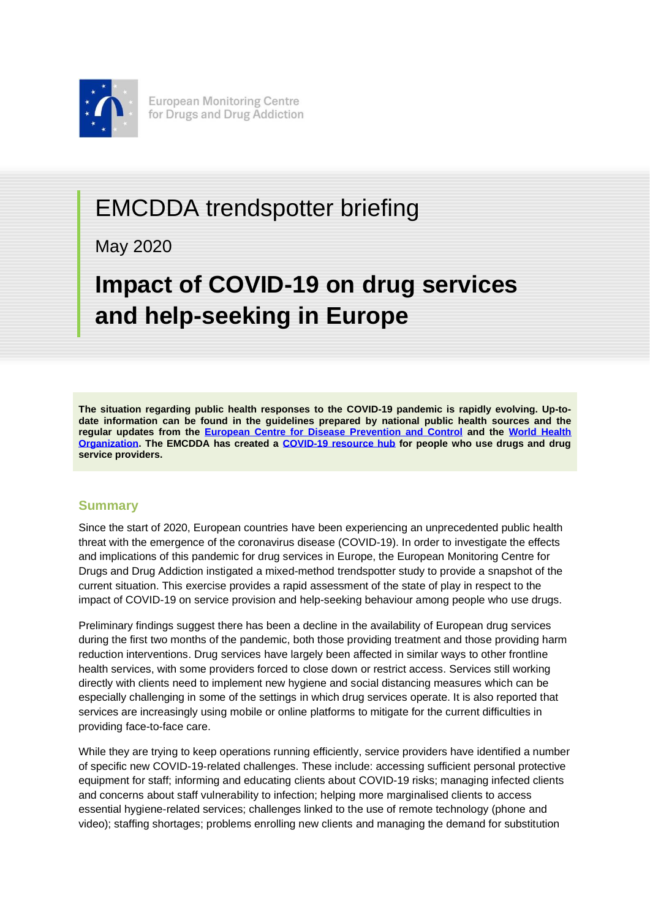European Monitoring Centre for Drugs and Drug Addiction

# EMCDDA trendspotter briefing

May 2020

# Impact of COVID-19 on drug services and help-seeking in Europe

**The situation regarding public health responses to the COVID-19 pandemic is rapidly evolving. Up-to-date information can be found in the guidelines prepared by national public health sources and the regular updates from the European Centre for Disease Prevention and Control and the World Health Organization. The EMCDDA has created a COVID-19 resource hub for people who use drugs and drug service providers.**

## Summary

Since the start of 2020, European countries have been experiencing an unprecedented public health threat with the emergence of the coronavirus disease (COVID-19). In order to investigate the effects and implications of this pandemic for drug services in Europe, the European Monitoring Centre for Drugs and Drug Addiction instigated a mixed-method trendspotter study to provide a snapshot of the current situation. This exercise provides a rapid assessment of the state of play in respect to the impact of COVID-19 on service provision and help-seeking behaviour among people who use drugs.

Preliminary findings suggest there has been a decline in the availability of European drug services during the first two months of the pandemic, both those providing treatment and those providing harm reduction interventions. Drug services have largely been affected in similar ways to other frontline health services, with some providers forced to close down or restrict access. Services still working directly with clients need to implement new hygiene and social distancing measures which can be especially challenging in some of the settings in which drug services operate. It is also reported that services are increasingly using mobile or online platforms to mitigate for the current difficulties in providing face-to-face care.

While they are trying to keep operations running efficiently, service providers have identified a number of specific new COVID-19-related challenges. These include: accessing sufficient personal protective equipment for staff; informing and educating clients about COVID-19 risks; managing infected clients and concerns about staff vulnerability to infection; helping more marginalised clients to access essential hygiene-related services; challenges linked to the use of remote technology (phone and video); staffing shortages; problems enrolling new clients and managing the demand for substitution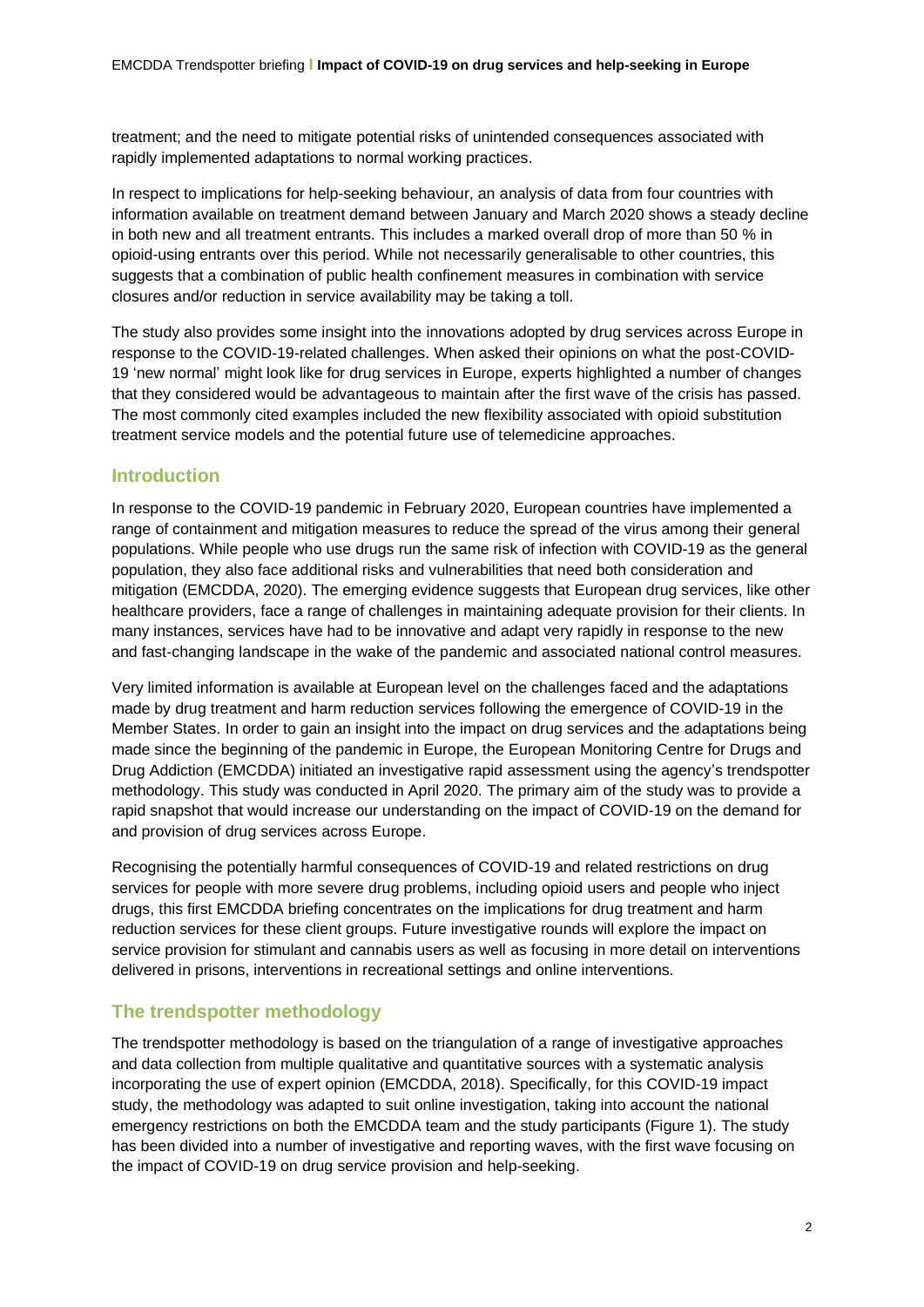treatment; and the need to mitigate potential risks of unintended consequences associated with rapidly implemented adaptations to normal working practices.

In respect to implications for help-seeking behaviour, an analysis of data from four countries with information available on treatment demand between January and March 2020 shows a steady decline in both new and all treatment entrants. This includes a marked overall drop of more than 50 % in opioid-using entrants over this period. While not necessarily generalisable to other countries, this suggests that a combination of public health confinement measures in combination with service closures and/or reduction in service availability may be taking a toll.

The study also provides some insight into the innovations adopted by drug services across Europe in response to the COVID-19-related challenges. When asked their opinions on what the post-COVID-19 'new normal' might look like for drug services in Europe, experts highlighted a number of changes that they considered would be advantageous to maintain after the first wave of the crisis has passed. The most commonly cited examples included the new flexibility associated with opioid substitution treatment service models and the potential future use of telemedicine approaches.

## Introduction

In response to the COVID-19 pandemic in February 2020, European countries have implemented a range of containment and mitigation measures to reduce the spread of the virus among their general populations. While people who use drugs run the same risk of infection with COVID-19 as the general population, they also face additional risks and vulnerabilities that need both consideration and mitigation (EMCDDA, 2020). The emerging evidence suggests that European drug services, like other healthcare providers, face a range of challenges in maintaining adequate provision for their clients. In many instances, services have had to be innovative and adapt very rapidly in response to the new and fast-changing landscape in the wake of the pandemic and associated national control measures.

Very limited information is available at European level on the challenges faced and the adaptations made by drug treatment and harm reduction services following the emergence of COVID-19 in the Member States. In order to gain an insight into the impact on drug services and the adaptations being made since the beginning of the pandemic in Europe, the European Monitoring Centre for Drugs and Drug Addiction (EMCDDA) initiated an investigative rapid assessment using the agency's trendspotter methodology. This study was conducted in April 2020. The primary aim of the study was to provide a rapid snapshot that would increase our understanding on the impact of COVID-19 on the demand for and provision of drug services across Europe.

Recognising the potentially harmful consequences of COVID-19 and related restrictions on drug services for people with more severe drug problems, including opioid users and people who inject drugs, this first EMCDDA briefing concentrates on the implications for drug treatment and harm reduction services for these client groups. Future investigative rounds will explore the impact on service provision for stimulant and cannabis users as well as focusing in more detail on interventions delivered in prisons, interventions in recreational settings and online interventions.

## The trendspotter methodology

The trendspotter methodology is based on the triangulation of a range of investigative approaches and data collection from multiple qualitative and quantitative sources with a systematic analysis incorporating the use of expert opinion (EMCDDA, 2018). Specifically, for this COVID-19 impact study, the methodology was adapted to suit online investigation, taking into account the national emergency restrictions on both the EMCDDA team and the study participants (Figure 1). The study has been divided into a number of investigative and reporting waves, with the first wave focusing on the impact of COVID-19 on drug service provision and help-seeking.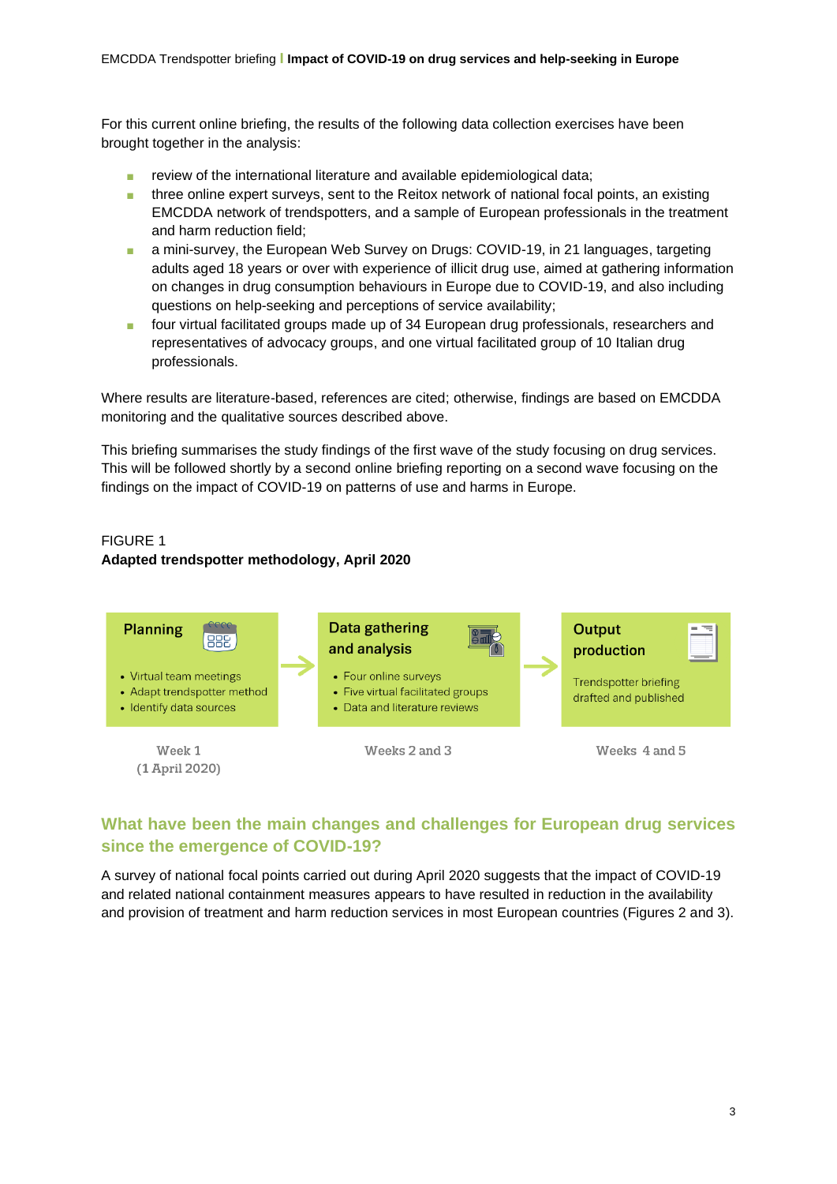For this current online briefing, the results of the following data collection exercises have been brought together in the analysis:

- review of the international literature and available epidemiological data;
- three online expert surveys, sent to the Reitox network of national focal points, an existing EMCDDA network of trendspotters, and a sample of European professionals in the treatment and harm reduction field;
- a mini-survey, the European Web Survey on Drugs: COVID-19, in 21 languages, targeting adults aged 18 years or over with experience of illicit drug use, aimed at gathering information on changes in drug consumption behaviours in Europe due to COVID-19, and also including questions on help-seeking and perceptions of service availability;
- four virtual facilitated groups made up of 34 European drug professionals, researchers and representatives of advocacy groups, and one virtual facilitated group of 10 Italian drug professionals.

Where results are literature-based, references are cited; otherwise, findings are based on EMCDDA monitoring and the qualitative sources described above.

This briefing summarises the study findings of the first wave of the study focusing on drug services. This will be followed shortly by a second online briefing reporting on a second wave focusing on the findings on the impact of COVID-19 on patterns of use and harms in Europe.

FIGURE 1
**Adapted trendspotter methodology, April 2020**

Planning
- Virtual team meetings
- Adapt trendspotter method
- Identify data sources

Week 1
(1 April 2020)

Data gathering and analysis
- Four online surveys
- Five virtual facilitated groups
- Data and literature reviews

Weeks 2 and 3

Output production
Trendspotter briefing drafted and published

Weeks 4 and 5

## What have been the main changes and challenges for European drug services since the emergence of COVID-19?

A survey of national focal points carried out during April 2020 suggests that the impact of COVID-19 and related national containment measures appears to have resulted in reduction in the availability and provision of treatment and harm reduction services in most European countries (Figures 2 and 3).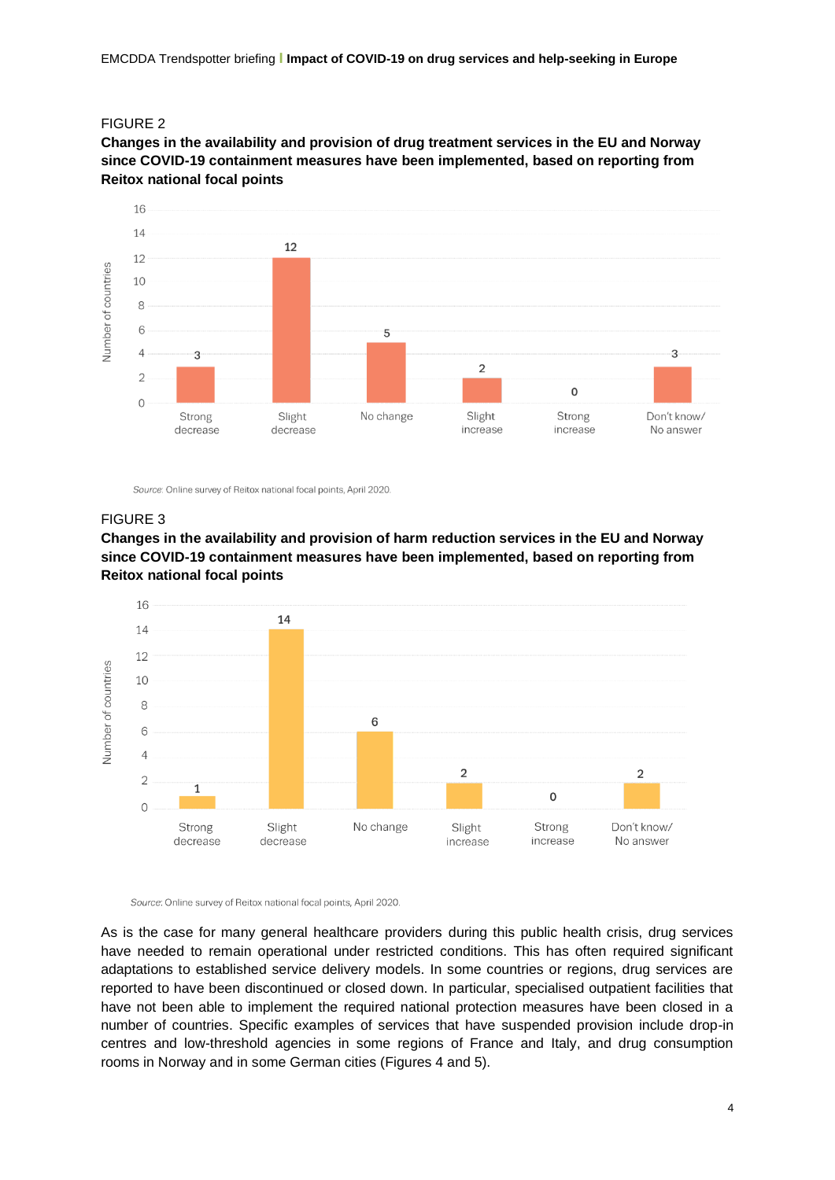FIGURE 2

**Changes in the availability and provision of drug treatment services in the EU and Norway since COVID-19 containment measures have been implemented, based on reporting from Reitox national focal points**

Number of countries

16
14
12
10
8
6
4
2
0

3
12
5
2
0
3

Strong decrease
Slight decrease
No change
Slight increase
Strong increase
Don't know/ No answer

*Source*: Online survey of Reitox national focal points, April 2020.

FIGURE 3

**Changes in the availability and provision of harm reduction services in the EU and Norway since COVID-19 containment measures have been implemented, based on reporting from Reitox national focal points**

Number of countries

16
14
12
10
8
6
4
2
0

1
14
6
2
0
2

Strong decrease
Slight decrease
No change
Slight increase
Strong increase
Don't know/ No answer

*Source*: Online survey of Reitox national focal points, April 2020.

As is the case for many general healthcare providers during this public health crisis, drug services have needed to remain operational under restricted conditions. This has often required significant adaptations to established service delivery models. In some countries or regions, drug services are reported to have been discontinued or closed down. In particular, specialised outpatient facilities that have not been able to implement the required national protection measures have been closed in a number of countries. Specific examples of services that have suspended provision include drop-in centres and low-threshold agencies in some regions of France and Italy, and drug consumption rooms in Norway and in some German cities (Figures 4 and 5).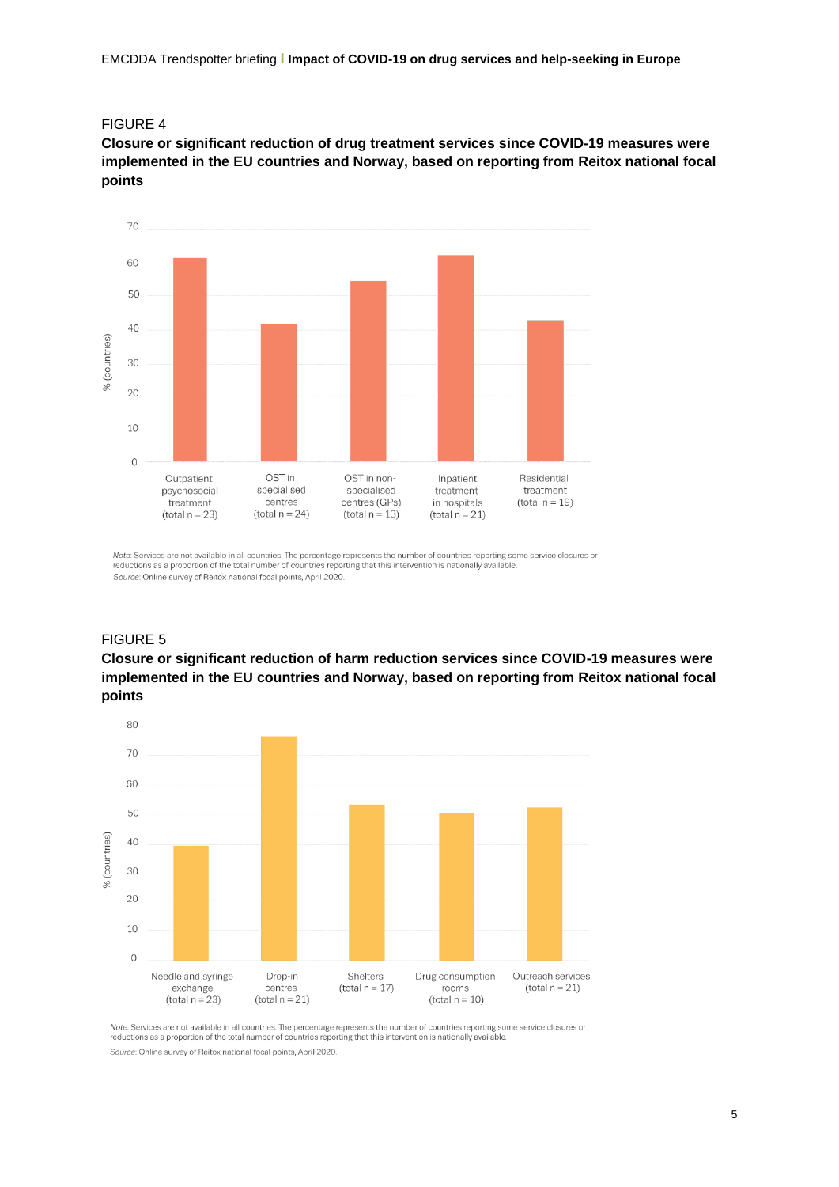FIGURE 4

**Closure or significant reduction of drug treatment services since COVID-19 measures were implemented in the EU countries and Norway, based on reporting from Reitox national focal points**

% (countries)

70
60
50
40
30
20
10
0

Outpatient psychosocial treatment (total n = 23)
OST in specialised centres (total n = 24)
OST in non-specialised centres (GPs) (total n = 13)
Inpatient treatment in hospitals (total n = 21)
Residential treatment (total n = 19)

*Note*: Services are not available in all countries. The percentage represents the number of countries reporting some service closures or reductions as a proportion of the total number of countries reporting that this intervention is nationally available.
*Source*: Online survey of Reitox national focal points, April 2020.

FIGURE 5

**Closure or significant reduction of harm reduction services since COVID-19 measures were implemented in the EU countries and Norway, based on reporting from Reitox national focal points**

% (countries)

80
70
60
50
40
30
20
10
0

Needle and syringe exchange (total n = 23)
Drop-in centres (total n = 21)
Shelters (total n = 17)
Drug consumption rooms (total n = 10)
Outreach services (total n = 21)

*Note*: Services are not available in all countries. The percentage represents the number of countries reporting some service closures or reductions as a proportion of the total number of countries reporting that this intervention is nationally available.
*Source*: Online survey of Reitox national focal points, April 2020.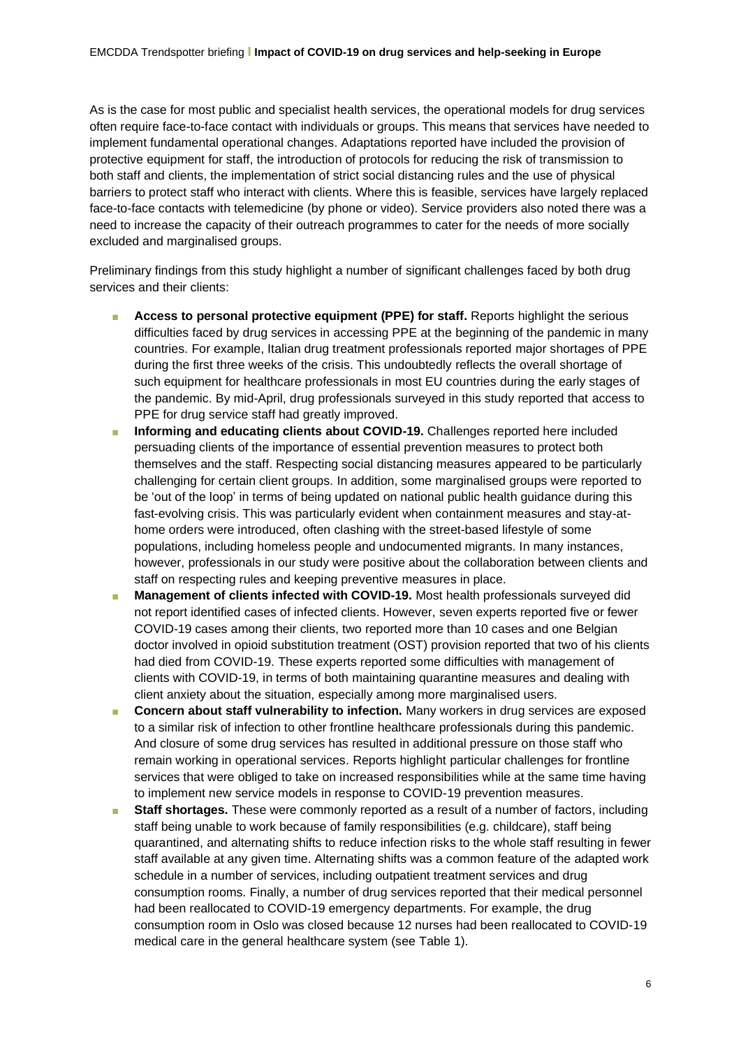As is the case for most public and specialist health services, the operational models for drug services often require face-to-face contact with individuals or groups. This means that services have needed to implement fundamental operational changes. Adaptations reported have included the provision of protective equipment for staff, the introduction of protocols for reducing the risk of transmission to both staff and clients, the implementation of strict social distancing rules and the use of physical barriers to protect staff who interact with clients. Where this is feasible, services have largely replaced face-to-face contacts with telemedicine (by phone or video). Service providers also noted there was a need to increase the capacity of their outreach programmes to cater for the needs of more socially excluded and marginalised groups.

Preliminary findings from this study highlight a number of significant challenges faced by both drug services and their clients:

- **Access to personal protective equipment (PPE) for staff.** Reports highlight the serious difficulties faced by drug services in accessing PPE at the beginning of the pandemic in many countries. For example, Italian drug treatment professionals reported major shortages of PPE during the first three weeks of the crisis. This undoubtedly reflects the overall shortage of such equipment for healthcare professionals in most EU countries during the early stages of the pandemic. By mid-April, drug professionals surveyed in this study reported that access to PPE for drug service staff had greatly improved.
- **Informing and educating clients about COVID-19.** Challenges reported here included persuading clients of the importance of essential prevention measures to protect both themselves and the staff. Respecting social distancing measures appeared to be particularly challenging for certain client groups. In addition, some marginalised groups were reported to be 'out of the loop' in terms of being updated on national public health guidance during this fast-evolving crisis. This was particularly evident when containment measures and stay-at-home orders were introduced, often clashing with the street-based lifestyle of some populations, including homeless people and undocumented migrants. In many instances, however, professionals in our study were positive about the collaboration between clients and staff on respecting rules and keeping preventive measures in place.
- **Management of clients infected with COVID-19.** Most health professionals surveyed did not report identified cases of infected clients. However, seven experts reported five or fewer COVID-19 cases among their clients, two reported more than 10 cases and one Belgian doctor involved in opioid substitution treatment (OST) provision reported that two of his clients had died from COVID-19. These experts reported some difficulties with management of clients with COVID-19, in terms of both maintaining quarantine measures and dealing with client anxiety about the situation, especially among more marginalised users.
- **Concern about staff vulnerability to infection.** Many workers in drug services are exposed to a similar risk of infection to other frontline healthcare professionals during this pandemic. And closure of some drug services has resulted in additional pressure on those staff who remain working in operational services. Reports highlight particular challenges for frontline services that were obliged to take on increased responsibilities while at the same time having to implement new service models in response to COVID-19 prevention measures.
- **Staff shortages.** These were commonly reported as a result of a number of factors, including staff being unable to work because of family responsibilities (e.g. childcare), staff being quarantined, and alternating shifts to reduce infection risks to the whole staff resulting in fewer staff available at any given time. Alternating shifts was a common feature of the adapted work schedule in a number of services, including outpatient treatment services and drug consumption rooms. Finally, a number of drug services reported that their medical personnel had been reallocated to COVID-19 emergency departments. For example, the drug consumption room in Oslo was closed because 12 nurses had been reallocated to COVID-19 medical care in the general healthcare system (see Table 1).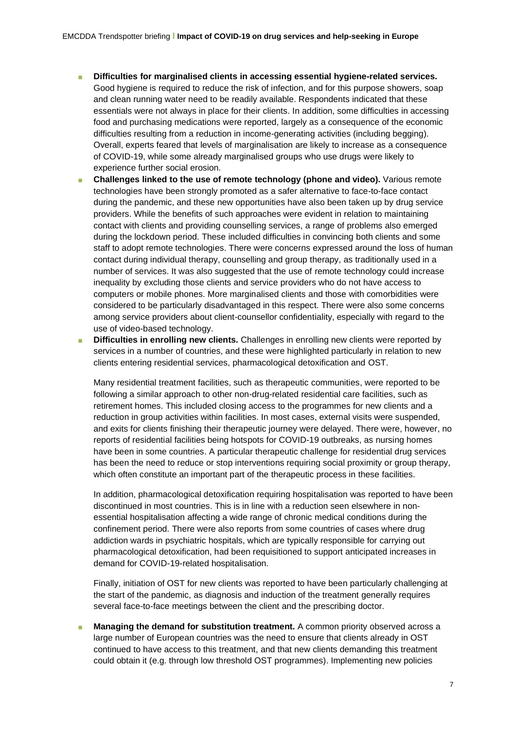- **Difficulties for marginalised clients in accessing essential hygiene-related services.** Good hygiene is required to reduce the risk of infection, and for this purpose showers, soap and clean running water need to be readily available. Respondents indicated that these essentials were not always in place for their clients. In addition, some difficulties in accessing food and purchasing medications were reported, largely as a consequence of the economic difficulties resulting from a reduction in income-generating activities (including begging). Overall, experts feared that levels of marginalisation are likely to increase as a consequence of COVID-19, while some already marginalised groups who use drugs were likely to experience further social erosion.
- **Challenges linked to the use of remote technology (phone and video).** Various remote technologies have been strongly promoted as a safer alternative to face-to-face contact during the pandemic, and these new opportunities have also been taken up by drug service providers. While the benefits of such approaches were evident in relation to maintaining contact with clients and providing counselling services, a range of problems also emerged during the lockdown period. These included difficulties in convincing both clients and some staff to adopt remote technologies. There were concerns expressed around the loss of human contact during individual therapy, counselling and group therapy, as traditionally used in a number of services. It was also suggested that the use of remote technology could increase inequality by excluding those clients and service providers who do not have access to computers or mobile phones. More marginalised clients and those with comorbidities were considered to be particularly disadvantaged in this respect. There were also some concerns among service providers about client-counsellor confidentiality, especially with regard to the use of video-based technology.
- **Difficulties in enrolling new clients.** Challenges in enrolling new clients were reported by services in a number of countries, and these were highlighted particularly in relation to new clients entering residential services, pharmacological detoxification and OST.

  Many residential treatment facilities, such as therapeutic communities, were reported to be following a similar approach to other non-drug-related residential care facilities, such as retirement homes. This included closing access to the programmes for new clients and a reduction in group activities within facilities. In most cases, external visits were suspended, and exits for clients finishing their therapeutic journey were delayed. There were, however, no reports of residential facilities being hotspots for COVID-19 outbreaks, as nursing homes have been in some countries. A particular therapeutic challenge for residential drug services has been the need to reduce or stop interventions requiring social proximity or group therapy, which often constitute an important part of the therapeutic process in these facilities.

  In addition, pharmacological detoxification requiring hospitalisation was reported to have been discontinued in most countries. This is in line with a reduction seen elsewhere in non-essential hospitalisation affecting a wide range of chronic medical conditions during the confinement period. There were also reports from some countries of cases where drug addiction wards in psychiatric hospitals, which are typically responsible for carrying out pharmacological detoxification, had been requisitioned to support anticipated increases in demand for COVID-19-related hospitalisation.

  Finally, initiation of OST for new clients was reported to have been particularly challenging at the start of the pandemic, as diagnosis and induction of the treatment generally requires several face-to-face meetings between the client and the prescribing doctor.

- **Managing the demand for substitution treatment.** A common priority observed across a large number of European countries was the need to ensure that clients already in OST continued to have access to this treatment, and that new clients demanding this treatment could obtain it (e.g. through low threshold OST programmes). Implementing new policies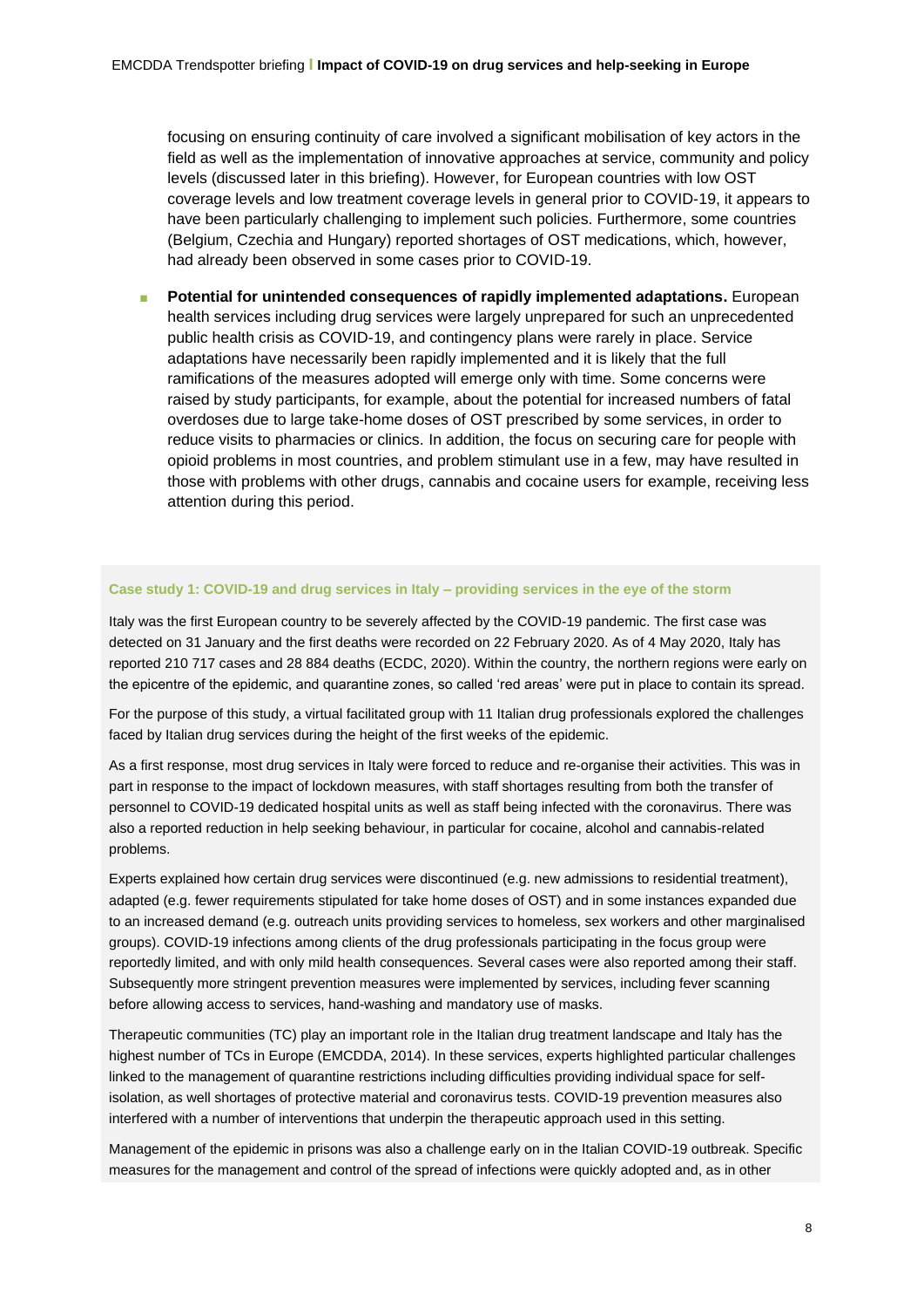focusing on ensuring continuity of care involved a significant mobilisation of key actors in the field as well as the implementation of innovative approaches at service, community and policy levels (discussed later in this briefing). However, for European countries with low OST coverage levels and low treatment coverage levels in general prior to COVID-19, it appears to have been particularly challenging to implement such policies. Furthermore, some countries (Belgium, Czechia and Hungary) reported shortages of OST medications, which, however, had already been observed in some cases prior to COVID-19.

- **Potential for unintended consequences of rapidly implemented adaptations.** European health services including drug services were largely unprepared for such an unprecedented public health crisis as COVID-19, and contingency plans were rarely in place. Service adaptations have necessarily been rapidly implemented and it is likely that the full ramifications of the measures adopted will emerge only with time. Some concerns were raised by study participants, for example, about the potential for increased numbers of fatal overdoses due to large take-home doses of OST prescribed by some services, in order to reduce visits to pharmacies or clinics. In addition, the focus on securing care for people with opioid problems in most countries, and problem stimulant use in a few, may have resulted in those with problems with other drugs, cannabis and cocaine users for example, receiving less attention during this period.

**Case study 1: COVID-19 and drug services in Italy – providing services in the eye of the storm**

Italy was the first European country to be severely affected by the COVID-19 pandemic. The first case was detected on 31 January and the first deaths were recorded on 22 February 2020. As of 4 May 2020, Italy has reported 210 717 cases and 28 884 deaths (ECDC, 2020). Within the country, the northern regions were early on the epicentre of the epidemic, and quarantine zones, so called 'red areas' were put in place to contain its spread.

For the purpose of this study, a virtual facilitated group with 11 Italian drug professionals explored the challenges faced by Italian drug services during the height of the first weeks of the epidemic.

As a first response, most drug services in Italy were forced to reduce and re-organise their activities. This was in part in response to the impact of lockdown measures, with staff shortages resulting from both the transfer of personnel to COVID-19 dedicated hospital units as well as staff being infected with the coronavirus. There was also a reported reduction in help seeking behaviour, in particular for cocaine, alcohol and cannabis-related problems.

Experts explained how certain drug services were discontinued (e.g. new admissions to residential treatment), adapted (e.g. fewer requirements stipulated for take home doses of OST) and in some instances expanded due to an increased demand (e.g. outreach units providing services to homeless, sex workers and other marginalised groups). COVID-19 infections among clients of the drug professionals participating in the focus group were reportedly limited, and with only mild health consequences. Several cases were also reported among their staff. Subsequently more stringent prevention measures were implemented by services, including fever scanning before allowing access to services, hand-washing and mandatory use of masks.

Therapeutic communities (TC) play an important role in the Italian drug treatment landscape and Italy has the highest number of TCs in Europe (EMCDDA, 2014). In these services, experts highlighted particular challenges linked to the management of quarantine restrictions including difficulties providing individual space for self-isolation, as well shortages of protective material and coronavirus tests. COVID-19 prevention measures also interfered with a number of interventions that underpin the therapeutic approach used in this setting.

Management of the epidemic in prisons was also a challenge early on in the Italian COVID-19 outbreak. Specific measures for the management and control of the spread of infections were quickly adopted and, as in other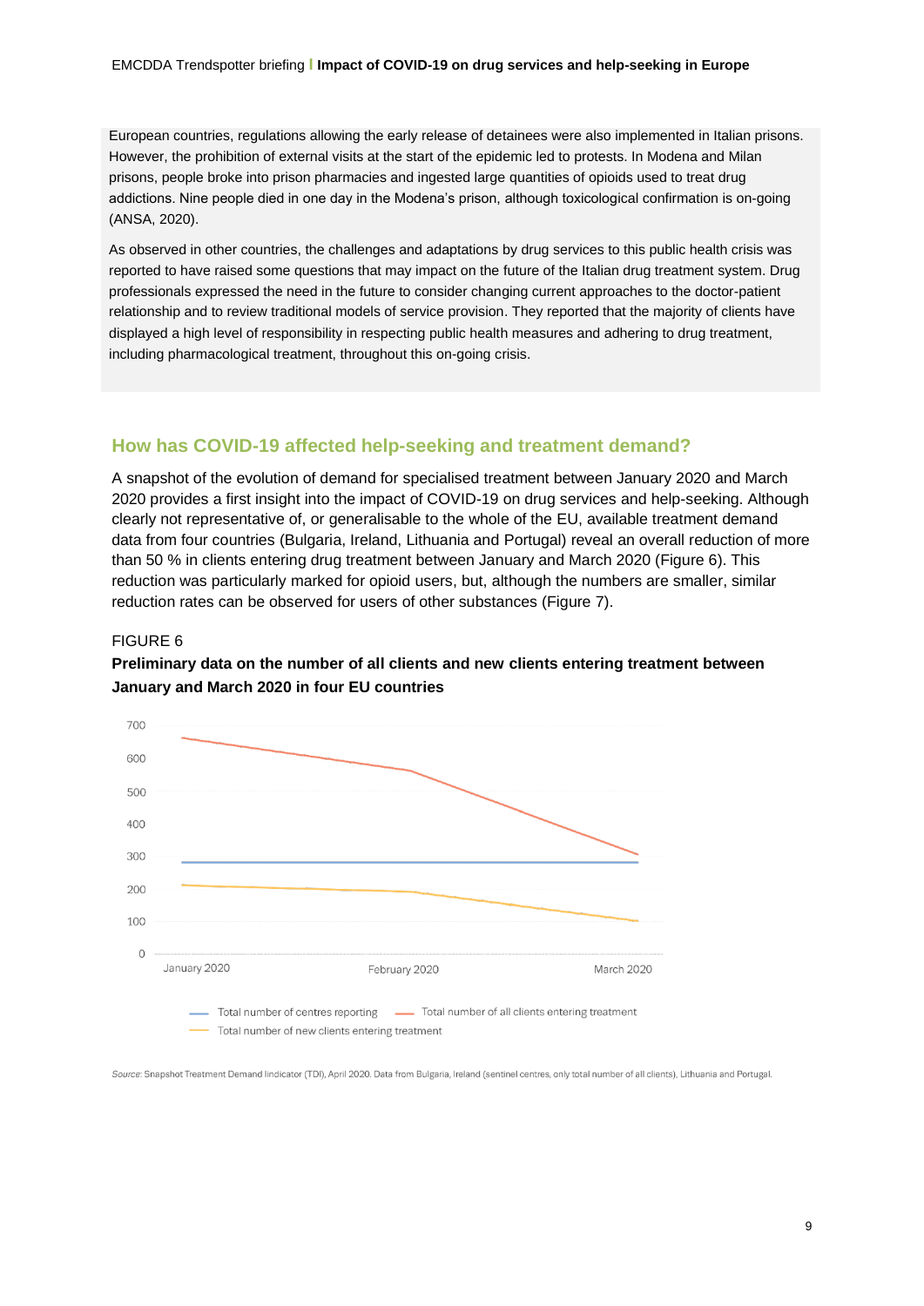European countries, regulations allowing the early release of detainees were also implemented in Italian prisons. However, the prohibition of external visits at the start of the epidemic led to protests. In Modena and Milan prisons, people broke into prison pharmacies and ingested large quantities of opioids used to treat drug addictions. Nine people died in one day in the Modena's prison, although toxicological confirmation is on-going (ANSA, 2020).

As observed in other countries, the challenges and adaptations by drug services to this public health crisis was reported to have raised some questions that may impact on the future of the Italian drug treatment system. Drug professionals expressed the need in the future to consider changing current approaches to the doctor-patient relationship and to review traditional models of service provision. They reported that the majority of clients have displayed a high level of responsibility in respecting public health measures and adhering to drug treatment, including pharmacological treatment, throughout this on-going crisis.

## How has COVID-19 affected help-seeking and treatment demand?

A snapshot of the evolution of demand for specialised treatment between January 2020 and March 2020 provides a first insight into the impact of COVID-19 on drug services and help-seeking. Although clearly not representative of, or generalisable to the whole of the EU, available treatment demand data from four countries (Bulgaria, Ireland, Lithuania and Portugal) reveal an overall reduction of more than 50 % in clients entering drug treatment between January and March 2020 (Figure 6). This reduction was particularly marked for opioid users, but, although the numbers are smaller, similar reduction rates can be observed for users of other substances (Figure 7).

FIGURE 6

**Preliminary data on the number of all clients and new clients entering treatment between January and March 2020 in four EU countries**

700
600
500
400
300
200
100
0

January 2020
February 2020
March 2020

Total number of centres reporting
Total number of all clients entering treatment
Total number of new clients entering treatment

*Source*: Snapshot Treatment Demand lindicator (TDI), April 2020. Data from Bulgaria, Ireland (sentinel centres, only total number of all clients), Lithuania and Portugal.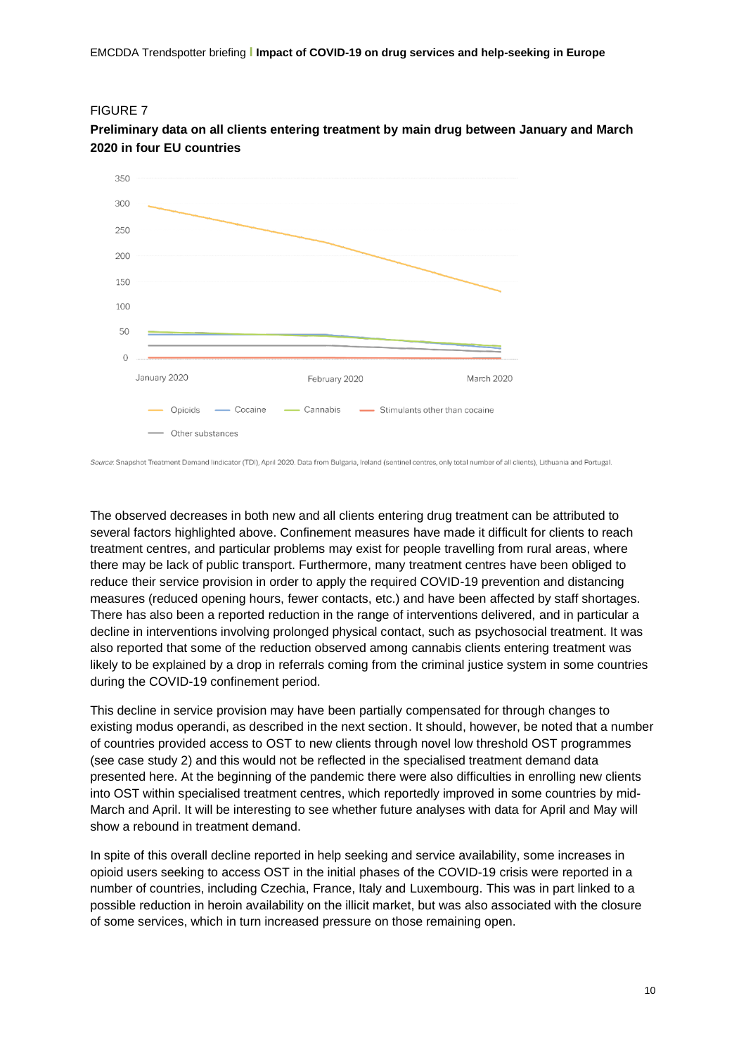FIGURE 7

**Preliminary data on all clients entering treatment by main drug between January and March 2020 in four EU countries**

350
300
250
200
150
100
50
0

January 2020
February 2020
March 2020

Opioids
Cocaine
Cannabis
Stimulants other than cocaine
Other substances

*Source*: Snapshot Treatment Demand Iindicator (TDI), April 2020. Data from Bulgaria, Ireland (sentinel centres, only total number of all clients), Lithuania and Portugal.

The observed decreases in both new and all clients entering drug treatment can be attributed to several factors highlighted above. Confinement measures have made it difficult for clients to reach treatment centres, and particular problems may exist for people travelling from rural areas, where there may be lack of public transport. Furthermore, many treatment centres have been obliged to reduce their service provision in order to apply the required COVID-19 prevention and distancing measures (reduced opening hours, fewer contacts, etc.) and have been affected by staff shortages. There has also been a reported reduction in the range of interventions delivered, and in particular a decline in interventions involving prolonged physical contact, such as psychosocial treatment. It was also reported that some of the reduction observed among cannabis clients entering treatment was likely to be explained by a drop in referrals coming from the criminal justice system in some countries during the COVID-19 confinement period.

This decline in service provision may have been partially compensated for through changes to existing modus operandi, as described in the next section. It should, however, be noted that a number of countries provided access to OST to new clients through novel low threshold OST programmes (see case study 2) and this would not be reflected in the specialised treatment demand data presented here. At the beginning of the pandemic there were also difficulties in enrolling new clients into OST within specialised treatment centres, which reportedly improved in some countries by mid-March and April. It will be interesting to see whether future analyses with data for April and May will show a rebound in treatment demand.

In spite of this overall decline reported in help seeking and service availability, some increases in opioid users seeking to access OST in the initial phases of the COVID-19 crisis were reported in a number of countries, including Czechia, France, Italy and Luxembourg. This was in part linked to a possible reduction in heroin availability on the illicit market, but was also associated with the closure of some services, which in turn increased pressure on those remaining open.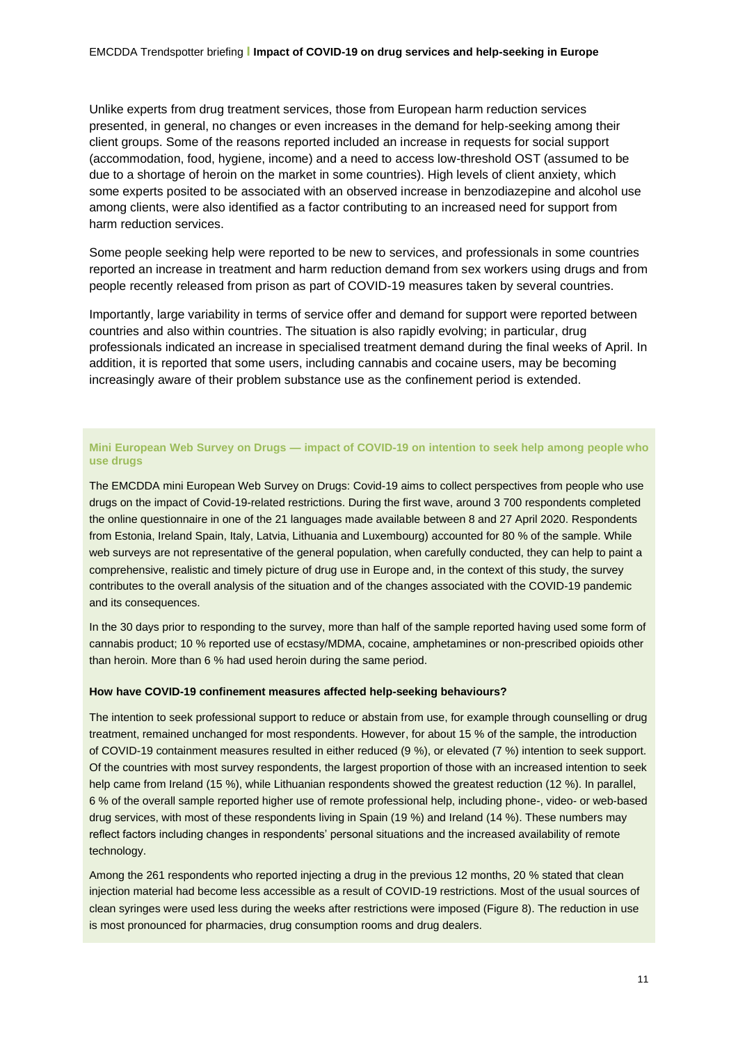Unlike experts from drug treatment services, those from European harm reduction services presented, in general, no changes or even increases in the demand for help-seeking among their client groups. Some of the reasons reported included an increase in requests for social support (accommodation, food, hygiene, income) and a need to access low-threshold OST (assumed to be due to a shortage of heroin on the market in some countries). High levels of client anxiety, which some experts posited to be associated with an observed increase in benzodiazepine and alcohol use among clients, were also identified as a factor contributing to an increased need for support from harm reduction services.

Some people seeking help were reported to be new to services, and professionals in some countries reported an increase in treatment and harm reduction demand from sex workers using drugs and from people recently released from prison as part of COVID-19 measures taken by several countries.

Importantly, large variability in terms of service offer and demand for support were reported between countries and also within countries. The situation is also rapidly evolving; in particular, drug professionals indicated an increase in specialised treatment demand during the final weeks of April. In addition, it is reported that some users, including cannabis and cocaine users, may be becoming increasingly aware of their problem substance use as the confinement period is extended.

### Mini European Web Survey on Drugs — impact of COVID-19 on intention to seek help among people who use drugs

The EMCDDA mini European Web Survey on Drugs: Covid-19 aims to collect perspectives from people who use drugs on the impact of Covid-19-related restrictions. During the first wave, around 3 700 respondents completed the online questionnaire in one of the 21 languages made available between 8 and 27 April 2020. Respondents from Estonia, Ireland Spain, Italy, Latvia, Lithuania and Luxembourg) accounted for 80 % of the sample. While web surveys are not representative of the general population, when carefully conducted, they can help to paint a comprehensive, realistic and timely picture of drug use in Europe and, in the context of this study, the survey contributes to the overall analysis of the situation and of the changes associated with the COVID-19 pandemic and its consequences.

In the 30 days prior to responding to the survey, more than half of the sample reported having used some form of cannabis product; 10 % reported use of ecstasy/MDMA, cocaine, amphetamines or non-prescribed opioids other than heroin. More than 6 % had used heroin during the same period.

**How have COVID-19 confinement measures affected help-seeking behaviours?**

The intention to seek professional support to reduce or abstain from use, for example through counselling or drug treatment, remained unchanged for most respondents. However, for about 15 % of the sample, the introduction of COVID-19 containment measures resulted in either reduced (9 %), or elevated (7 %) intention to seek support. Of the countries with most survey respondents, the largest proportion of those with an increased intention to seek help came from Ireland (15 %), while Lithuanian respondents showed the greatest reduction (12 %). In parallel, 6 % of the overall sample reported higher use of remote professional help, including phone-, video- or web-based drug services, with most of these respondents living in Spain (19 %) and Ireland (14 %). These numbers may reflect factors including changes in respondents' personal situations and the increased availability of remote technology.

Among the 261 respondents who reported injecting a drug in the previous 12 months, 20 % stated that clean injection material had become less accessible as a result of COVID-19 restrictions. Most of the usual sources of clean syringes were used less during the weeks after restrictions were imposed (Figure 8). The reduction in use is most pronounced for pharmacies, drug consumption rooms and drug dealers.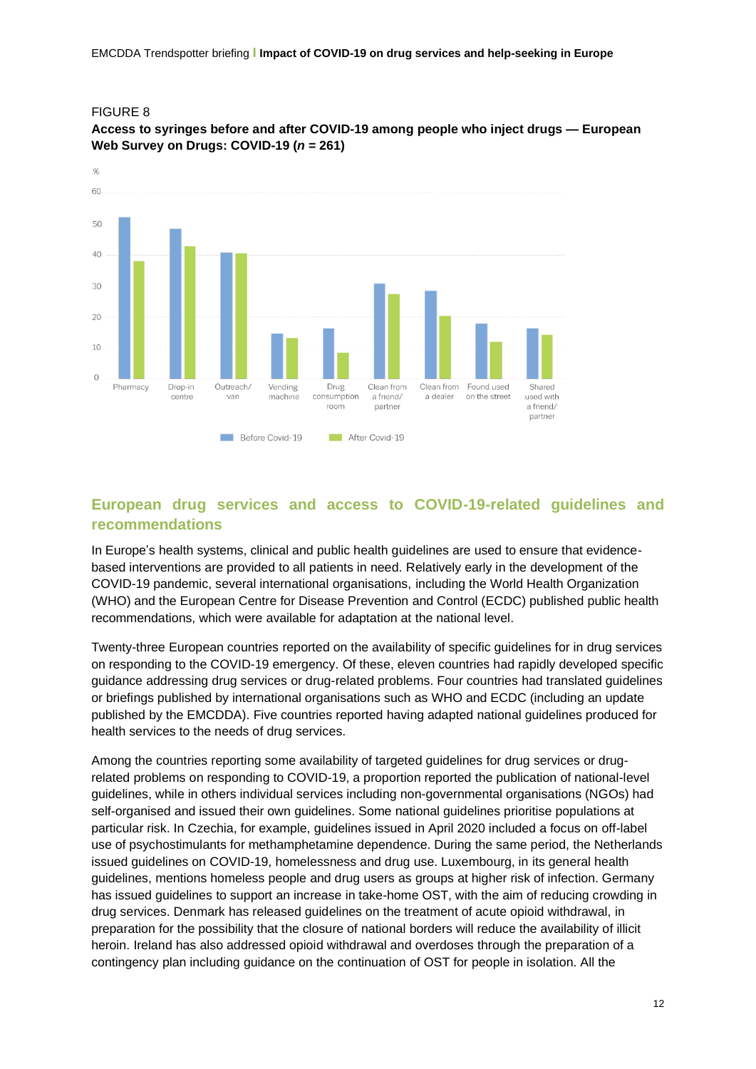FIGURE 8

**Access to syringes before and after COVID-19 among people who inject drugs — European Web Survey on Drugs: COVID-19 (*n* = 261)**

%

60

50

40

30

20

10

0

Pharmacy

Drop-in centre

Outreach/ van

Vending machine

Drug consumption room

Clean from a friend/ partner

Clean from a dealer

Found used on the street

Shared used with a friend/ partner

Before Covid-19

After Covid-19

## European drug services and access to COVID-19-related guidelines and recommendations

In Europe's health systems, clinical and public health guidelines are used to ensure that evidence-based interventions are provided to all patients in need. Relatively early in the development of the COVID-19 pandemic, several international organisations, including the World Health Organization (WHO) and the European Centre for Disease Prevention and Control (ECDC) published public health recommendations, which were available for adaptation at the national level.

Twenty-three European countries reported on the availability of specific guidelines for in drug services on responding to the COVID-19 emergency. Of these, eleven countries had rapidly developed specific guidance addressing drug services or drug-related problems. Four countries had translated guidelines or briefings published by international organisations such as WHO and ECDC (including an update published by the EMCDDA). Five countries reported having adapted national guidelines produced for health services to the needs of drug services.

Among the countries reporting some availability of targeted guidelines for drug services or drug-related problems on responding to COVID-19, a proportion reported the publication of national-level guidelines, while in others individual services including non-governmental organisations (NGOs) had self-organised and issued their own guidelines. Some national guidelines prioritise populations at particular risk. In Czechia, for example, guidelines issued in April 2020 included a focus on off-label use of psychostimulants for methamphetamine dependence. During the same period, the Netherlands issued guidelines on COVID-19, homelessness and drug use. Luxembourg, in its general health guidelines, mentions homeless people and drug users as groups at higher risk of infection. Germany has issued guidelines to support an increase in take-home OST, with the aim of reducing crowding in drug services. Denmark has released guidelines on the treatment of acute opioid withdrawal, in preparation for the possibility that the closure of national borders will reduce the availability of illicit heroin. Ireland has also addressed opioid withdrawal and overdoses through the preparation of a contingency plan including guidance on the continuation of OST for people in isolation. All the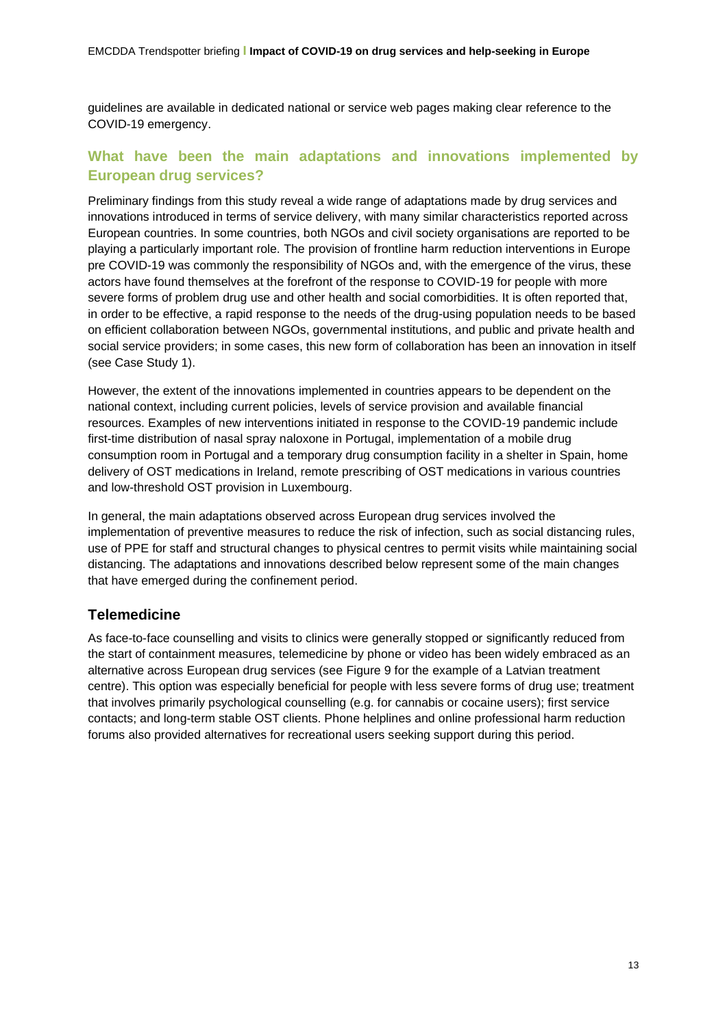guidelines are available in dedicated national or service web pages making clear reference to the COVID-19 emergency.

## What have been the main adaptations and innovations implemented by European drug services?

Preliminary findings from this study reveal a wide range of adaptations made by drug services and innovations introduced in terms of service delivery, with many similar characteristics reported across European countries. In some countries, both NGOs and civil society organisations are reported to be playing a particularly important role. The provision of frontline harm reduction interventions in Europe pre COVID-19 was commonly the responsibility of NGOs and, with the emergence of the virus, these actors have found themselves at the forefront of the response to COVID-19 for people with more severe forms of problem drug use and other health and social comorbidities. It is often reported that, in order to be effective, a rapid response to the needs of the drug-using population needs to be based on efficient collaboration between NGOs, governmental institutions, and public and private health and social service providers; in some cases, this new form of collaboration has been an innovation in itself (see Case Study 1).

However, the extent of the innovations implemented in countries appears to be dependent on the national context, including current policies, levels of service provision and available financial resources. Examples of new interventions initiated in response to the COVID-19 pandemic include first-time distribution of nasal spray naloxone in Portugal, implementation of a mobile drug consumption room in Portugal and a temporary drug consumption facility in a shelter in Spain, home delivery of OST medications in Ireland, remote prescribing of OST medications in various countries and low-threshold OST provision in Luxembourg.

In general, the main adaptations observed across European drug services involved the implementation of preventive measures to reduce the risk of infection, such as social distancing rules, use of PPE for staff and structural changes to physical centres to permit visits while maintaining social distancing. The adaptations and innovations described below represent some of the main changes that have emerged during the confinement period.

### Telemedicine

As face-to-face counselling and visits to clinics were generally stopped or significantly reduced from the start of containment measures, telemedicine by phone or video has been widely embraced as an alternative across European drug services (see Figure 9 for the example of a Latvian treatment centre). This option was especially beneficial for people with less severe forms of drug use; treatment that involves primarily psychological counselling (e.g. for cannabis or cocaine users); first service contacts; and long-term stable OST clients. Phone helplines and online professional harm reduction forums also provided alternatives for recreational users seeking support during this period.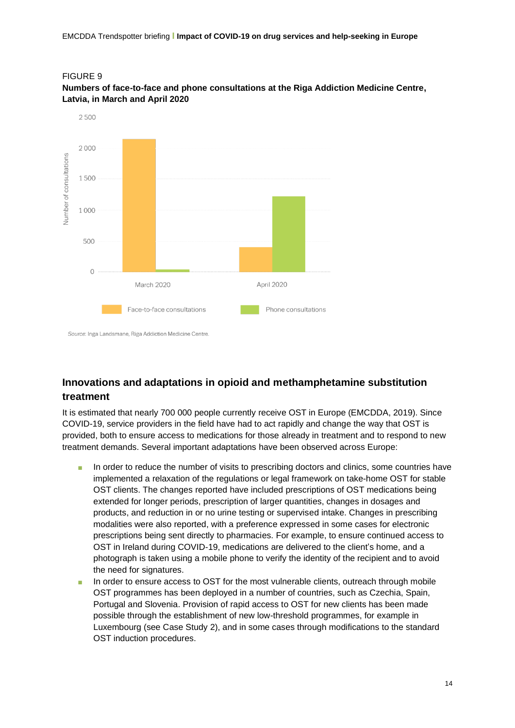FIGURE 9

**Numbers of face-to-face and phone consultations at the Riga Addiction Medicine Centre, Latvia, in March and April 2020**

2 500

2 000

1 500

1 000

500

0

Number of consultations

March 2020

April 2020

Face-to-face consultations

Phone consultations

*Source*: Inga Landsmane, Riga Addiction Medicine Centre.

## Innovations and adaptations in opioid and methamphetamine substitution treatment

It is estimated that nearly 700 000 people currently receive OST in Europe (EMCDDA, 2019). Since COVID-19, service providers in the field have had to act rapidly and change the way that OST is provided, both to ensure access to medications for those already in treatment and to respond to new treatment demands. Several important adaptations have been observed across Europe:

- In order to reduce the number of visits to prescribing doctors and clinics, some countries have implemented a relaxation of the regulations or legal framework on take-home OST for stable OST clients. The changes reported have included prescriptions of OST medications being extended for longer periods, prescription of larger quantities, changes in dosages and products, and reduction in or no urine testing or supervised intake. Changes in prescribing modalities were also reported, with a preference expressed in some cases for electronic prescriptions being sent directly to pharmacies. For example, to ensure continued access to OST in Ireland during COVID-19, medications are delivered to the client's home, and a photograph is taken using a mobile phone to verify the identity of the recipient and to avoid the need for signatures.
- In order to ensure access to OST for the most vulnerable clients, outreach through mobile OST programmes has been deployed in a number of countries, such as Czechia, Spain, Portugal and Slovenia. Provision of rapid access to OST for new clients has been made possible through the establishment of new low-threshold programmes, for example in Luxembourg (see Case Study 2), and in some cases through modifications to the standard OST induction procedures.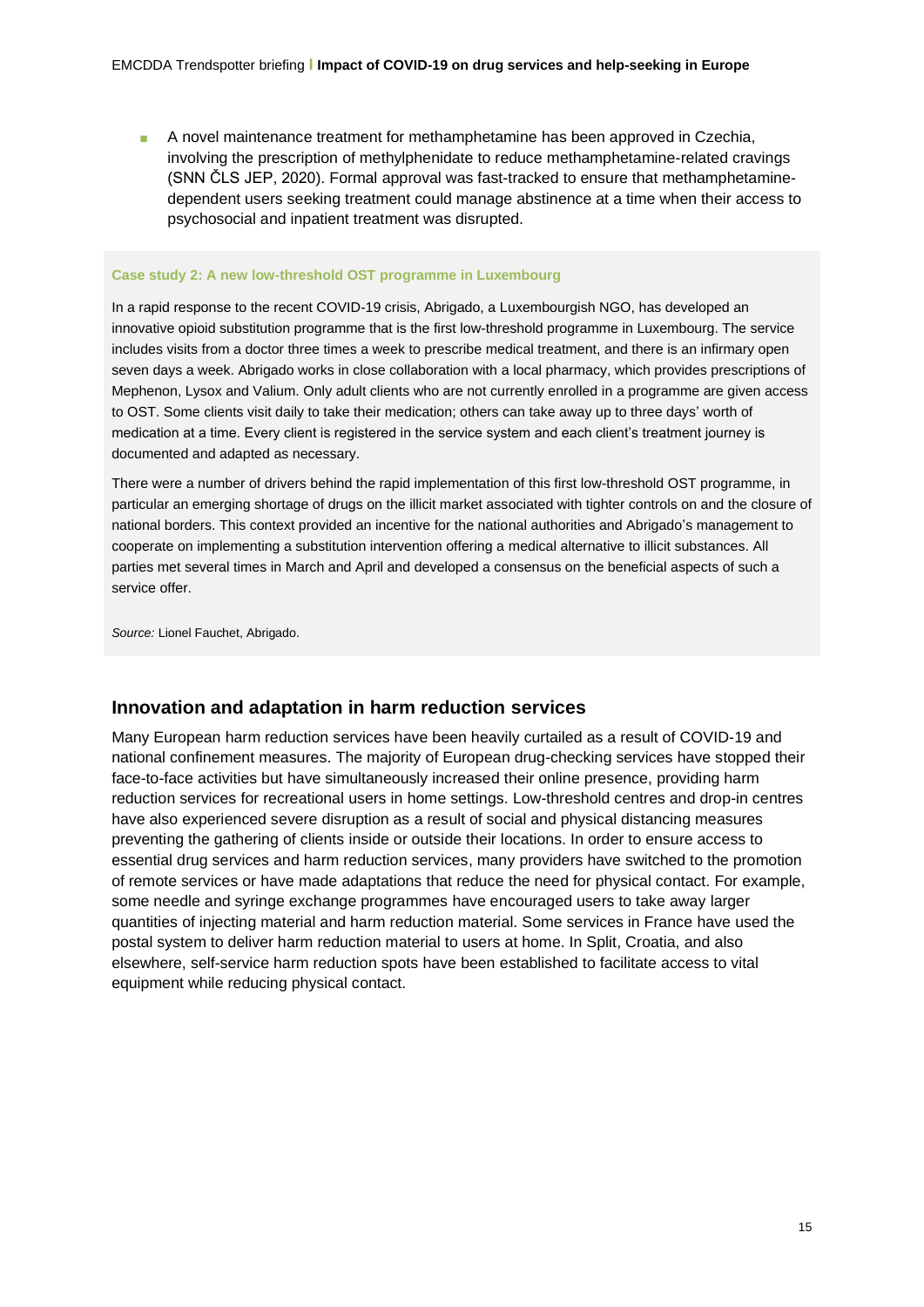- A novel maintenance treatment for methamphetamine has been approved in Czechia, involving the prescription of methylphenidate to reduce methamphetamine-related cravings (SNN ČLS JEP, 2020). Formal approval was fast-tracked to ensure that methamphetamine-dependent users seeking treatment could manage abstinence at a time when their access to psychosocial and inpatient treatment was disrupted.

**Case study 2: A new low-threshold OST programme in Luxembourg**

In a rapid response to the recent COVID-19 crisis, Abrigado, a Luxembourgish NGO, has developed an innovative opioid substitution programme that is the first low-threshold programme in Luxembourg. The service includes visits from a doctor three times a week to prescribe medical treatment, and there is an infirmary open seven days a week. Abrigado works in close collaboration with a local pharmacy, which provides prescriptions of Mephenon, Lysox and Valium. Only adult clients who are not currently enrolled in a programme are given access to OST. Some clients visit daily to take their medication; others can take away up to three days' worth of medication at a time. Every client is registered in the service system and each client's treatment journey is documented and adapted as necessary.

There were a number of drivers behind the rapid implementation of this first low-threshold OST programme, in particular an emerging shortage of drugs on the illicit market associated with tighter controls on and the closure of national borders. This context provided an incentive for the national authorities and Abrigado's management to cooperate on implementing a substitution intervention offering a medical alternative to illicit substances. All parties met several times in March and April and developed a consensus on the beneficial aspects of such a service offer.

*Source:* Lionel Fauchet, Abrigado.

## Innovation and adaptation in harm reduction services

Many European harm reduction services have been heavily curtailed as a result of COVID-19 and national confinement measures. The majority of European drug-checking services have stopped their face-to-face activities but have simultaneously increased their online presence, providing harm reduction services for recreational users in home settings. Low-threshold centres and drop-in centres have also experienced severe disruption as a result of social and physical distancing measures preventing the gathering of clients inside or outside their locations. In order to ensure access to essential drug services and harm reduction services, many providers have switched to the promotion of remote services or have made adaptations that reduce the need for physical contact. For example, some needle and syringe exchange programmes have encouraged users to take away larger quantities of injecting material and harm reduction material. Some services in France have used the postal system to deliver harm reduction material to users at home. In Split, Croatia, and also elsewhere, self-service harm reduction spots have been established to facilitate access to vital equipment while reducing physical contact.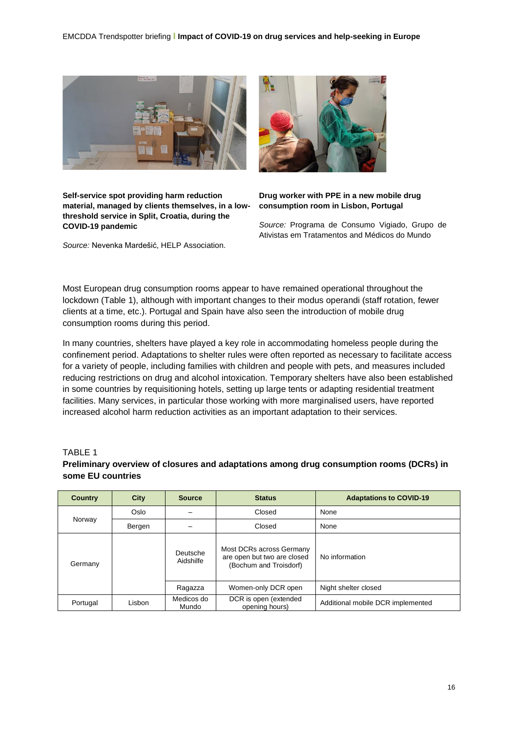**Self-service spot providing harm reduction material, managed by clients themselves, in a low-threshold service in Split, Croatia, during the COVID-19 pandemic**

*Source:* Nevenka Mardešić, HELP Association.

**Drug worker with PPE in a new mobile drug consumption room in Lisbon, Portugal**

*Source:* Programa de Consumo Vigiado, Grupo de Ativistas em Tratamentos and Médicos do Mundo

Most European drug consumption rooms appear to have remained operational throughout the lockdown (Table 1), although with important changes to their modus operandi (staff rotation, fewer clients at a time, etc.). Portugal and Spain have also seen the introduction of mobile drug consumption rooms during this period.

In many countries, shelters have played a key role in accommodating homeless people during the confinement period. Adaptations to shelter rules were often reported as necessary to facilitate access for a variety of people, including families with children and people with pets, and measures included reducing restrictions on drug and alcohol intoxication. Temporary shelters have also been established in some countries by requisitioning hotels, setting up large tents or adapting residential treatment facilities. Many services, in particular those working with more marginalised users, have reported increased alcohol harm reduction activities as an important adaptation to their services.

TABLE 1

**Preliminary overview of closures and adaptations among drug consumption rooms (DCRs) in some EU countries**

| Country | City | Source | Status | Adaptations to COVID-19 |
|---|---|---|---|---|
| Norway | Oslo | – | Closed | None |
| | Bergen | – | Closed | None |
| Germany | | Deutsche Aidshilfe | Most DCRs across Germany are open but two are closed (Bochum and Troisdorf) | No information |
| | | Ragazza | Women-only DCR open | Night shelter closed |
| Portugal | Lisbon | Medicos do Mundo | DCR is open (extended opening hours) | Additional mobile DCR implemented |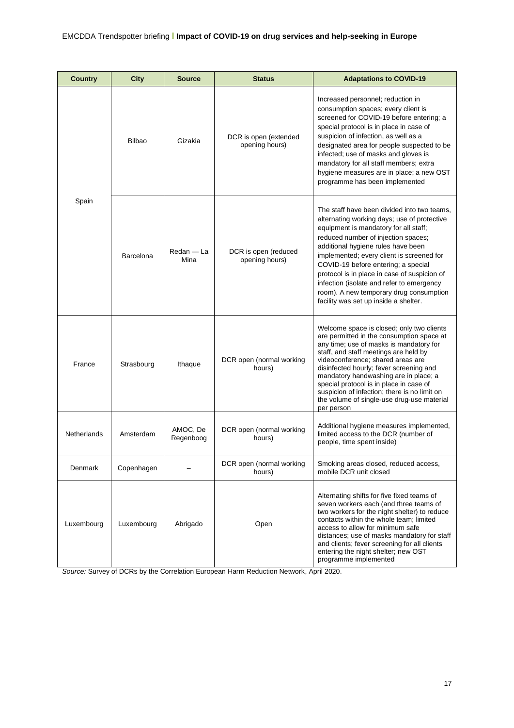| Country | City | Source | Status | Adaptations to COVID-19 |
| --- | --- | --- | --- | --- |
| Spain | Bilbao | Gizakia | DCR is open (extended opening hours) | Increased personnel; reduction in consumption spaces; every client is screened for COVID-19 before entering; a special protocol is in place in case of suspicion of infection, as well as a designated area for people suspected to be infected; use of masks and gloves is mandatory for all staff members; extra hygiene measures are in place; a new OST programme has been implemented |
| | Barcelona | Redan — La Mina | DCR is open (reduced opening hours) | The staff have been divided into two teams, alternating working days; use of protective equipment is mandatory for all staff; reduced number of injection spaces; additional hygiene rules have been implemented; every client is screened for COVID-19 before entering; a special protocol is in place in case of suspicion of infection (isolate and refer to emergency room). A new temporary drug consumption facility was set up inside a shelter. |
| France | Strasbourg | Ithaque | DCR open (normal working hours) | Welcome space is closed; only two clients are permitted in the consumption space at any time; use of masks is mandatory for staff, and staff meetings are held by videoconference; shared areas are disinfected hourly; fever screening and mandatory handwashing are in place; a special protocol is in place in case of suspicion of infection; there is no limit on the volume of single-use drug-use material per person |
| Netherlands | Amsterdam | AMOC, De Regenboog | DCR open (normal working hours) | Additional hygiene measures implemented, limited access to the DCR (number of people, time spent inside) |
| Denmark | Copenhagen | – | DCR open (normal working hours) | Smoking areas closed, reduced access, mobile DCR unit closed |
| Luxembourg | Luxembourg | Abrigado | Open | Alternating shifts for five fixed teams of seven workers each (and three teams of two workers for the night shelter) to reduce contacts within the whole team; limited access to allow for minimum safe distances; use of masks mandatory for staff and clients; fever screening for all clients entering the night shelter; new OST programme implemented |

*Source:* Survey of DCRs by the Correlation European Harm Reduction Network, April 2020.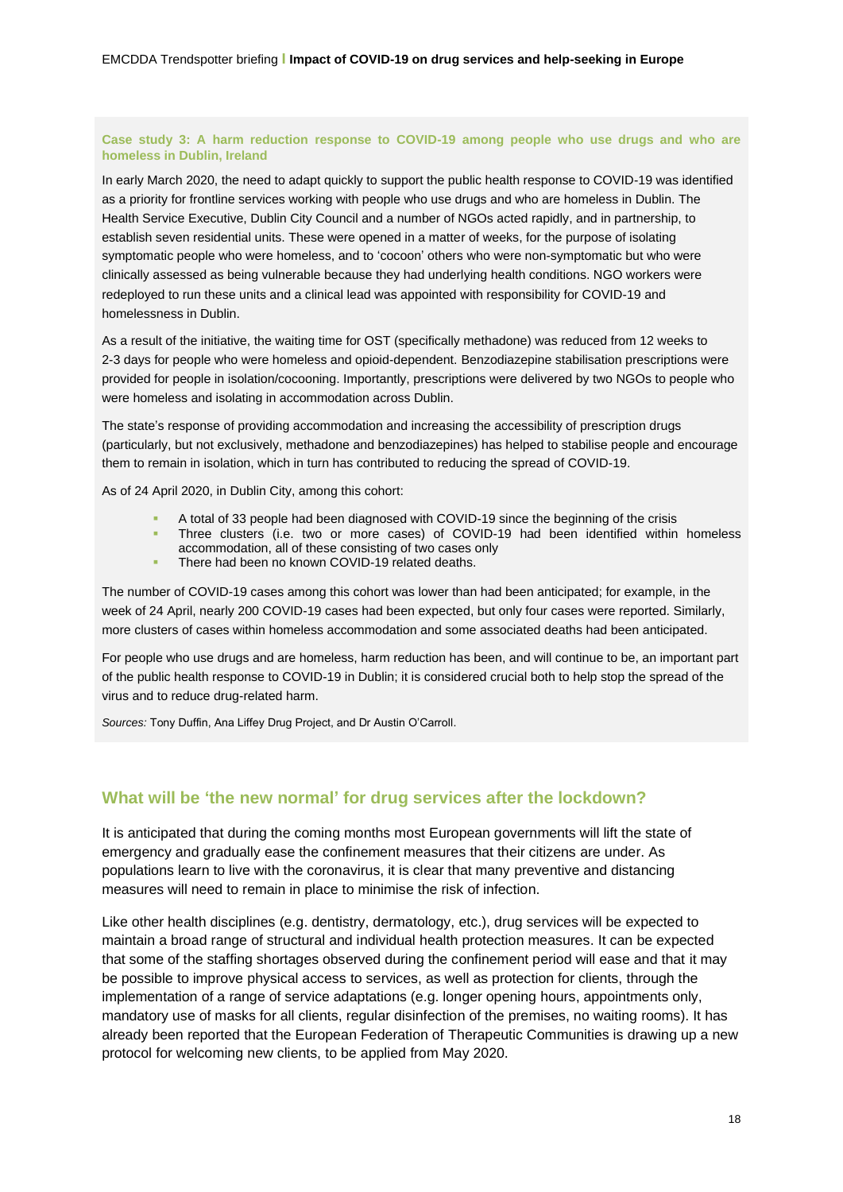### Case study 3: A harm reduction response to COVID-19 among people who use drugs and who are homeless in Dublin, Ireland

In early March 2020, the need to adapt quickly to support the public health response to COVID-19 was identified as a priority for frontline services working with people who use drugs and who are homeless in Dublin. The Health Service Executive, Dublin City Council and a number of NGOs acted rapidly, and in partnership, to establish seven residential units. These were opened in a matter of weeks, for the purpose of isolating symptomatic people who were homeless, and to 'cocoon' others who were non-symptomatic but who were clinically assessed as being vulnerable because they had underlying health conditions. NGO workers were redeployed to run these units and a clinical lead was appointed with responsibility for COVID-19 and homelessness in Dublin.

As a result of the initiative, the waiting time for OST (specifically methadone) was reduced from 12 weeks to 2-3 days for people who were homeless and opioid-dependent. Benzodiazepine stabilisation prescriptions were provided for people in isolation/cocooning. Importantly, prescriptions were delivered by two NGOs to people who were homeless and isolating in accommodation across Dublin.

The state's response of providing accommodation and increasing the accessibility of prescription drugs (particularly, but not exclusively, methadone and benzodiazepines) has helped to stabilise people and encourage them to remain in isolation, which in turn has contributed to reducing the spread of COVID-19.

As of 24 April 2020, in Dublin City, among this cohort:

- A total of 33 people had been diagnosed with COVID-19 since the beginning of the crisis
- Three clusters (i.e. two or more cases) of COVID-19 had been identified within homeless accommodation, all of these consisting of two cases only
- There had been no known COVID-19 related deaths.

The number of COVID-19 cases among this cohort was lower than had been anticipated; for example, in the week of 24 April, nearly 200 COVID-19 cases had been expected, but only four cases were reported. Similarly, more clusters of cases within homeless accommodation and some associated deaths had been anticipated.

For people who use drugs and are homeless, harm reduction has been, and will continue to be, an important part of the public health response to COVID-19 in Dublin; it is considered crucial both to help stop the spread of the virus and to reduce drug-related harm.

*Sources:* Tony Duffin, Ana Liffey Drug Project, and Dr Austin O'Carroll.

## What will be 'the new normal' for drug services after the lockdown?

It is anticipated that during the coming months most European governments will lift the state of emergency and gradually ease the confinement measures that their citizens are under. As populations learn to live with the coronavirus, it is clear that many preventive and distancing measures will need to remain in place to minimise the risk of infection.

Like other health disciplines (e.g. dentistry, dermatology, etc.), drug services will be expected to maintain a broad range of structural and individual health protection measures. It can be expected that some of the staffing shortages observed during the confinement period will ease and that it may be possible to improve physical access to services, as well as protection for clients, through the implementation of a range of service adaptations (e.g. longer opening hours, appointments only, mandatory use of masks for all clients, regular disinfection of the premises, no waiting rooms). It has already been reported that the European Federation of Therapeutic Communities is drawing up a new protocol for welcoming new clients, to be applied from May 2020.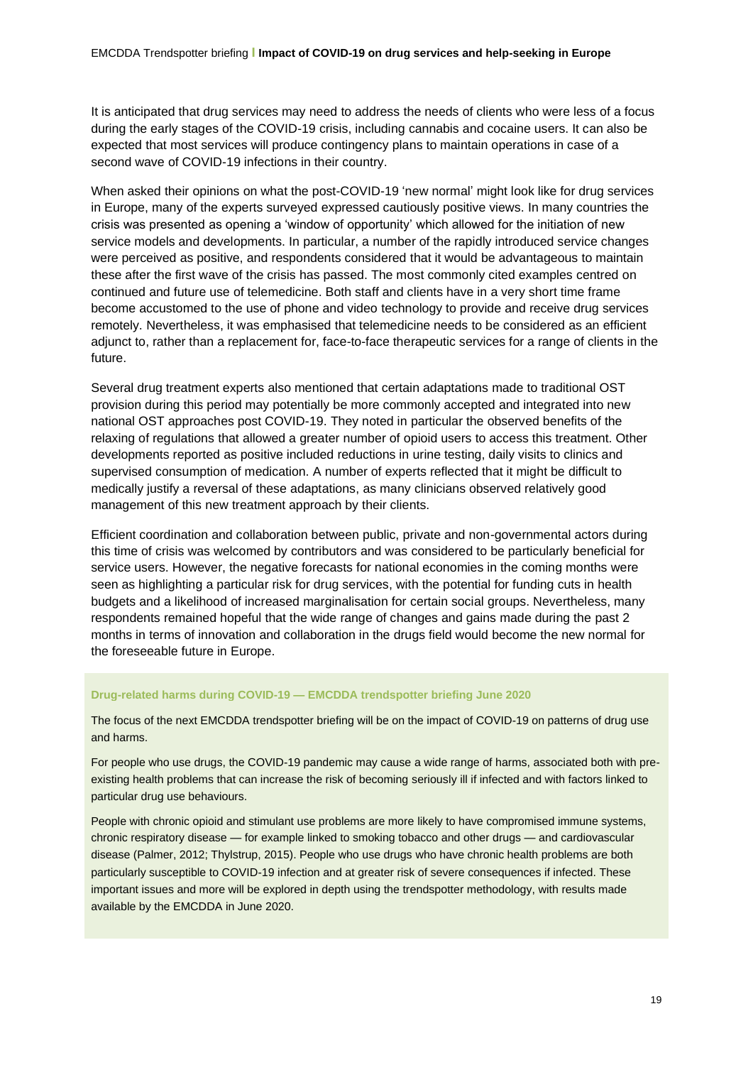It is anticipated that drug services may need to address the needs of clients who were less of a focus during the early stages of the COVID-19 crisis, including cannabis and cocaine users. It can also be expected that most services will produce contingency plans to maintain operations in case of a second wave of COVID-19 infections in their country.

When asked their opinions on what the post-COVID-19 'new normal' might look like for drug services in Europe, many of the experts surveyed expressed cautiously positive views. In many countries the crisis was presented as opening a 'window of opportunity' which allowed for the initiation of new service models and developments. In particular, a number of the rapidly introduced service changes were perceived as positive, and respondents considered that it would be advantageous to maintain these after the first wave of the crisis has passed. The most commonly cited examples centred on continued and future use of telemedicine. Both staff and clients have in a very short time frame become accustomed to the use of phone and video technology to provide and receive drug services remotely. Nevertheless, it was emphasised that telemedicine needs to be considered as an efficient adjunct to, rather than a replacement for, face-to-face therapeutic services for a range of clients in the future.

Several drug treatment experts also mentioned that certain adaptations made to traditional OST provision during this period may potentially be more commonly accepted and integrated into new national OST approaches post COVID-19. They noted in particular the observed benefits of the relaxing of regulations that allowed a greater number of opioid users to access this treatment. Other developments reported as positive included reductions in urine testing, daily visits to clinics and supervised consumption of medication. A number of experts reflected that it might be difficult to medically justify a reversal of these adaptations, as many clinicians observed relatively good management of this new treatment approach by their clients.

Efficient coordination and collaboration between public, private and non-governmental actors during this time of crisis was welcomed by contributors and was considered to be particularly beneficial for service users. However, the negative forecasts for national economies in the coming months were seen as highlighting a particular risk for drug services, with the potential for funding cuts in health budgets and a likelihood of increased marginalisation for certain social groups. Nevertheless, many respondents remained hopeful that the wide range of changes and gains made during the past 2 months in terms of innovation and collaboration in the drugs field would become the new normal for the foreseeable future in Europe.

**Drug-related harms during COVID-19 — EMCDDA trendspotter briefing June 2020**

The focus of the next EMCDDA trendspotter briefing will be on the impact of COVID-19 on patterns of drug use and harms.

For people who use drugs, the COVID-19 pandemic may cause a wide range of harms, associated both with pre-existing health problems that can increase the risk of becoming seriously ill if infected and with factors linked to particular drug use behaviours.

People with chronic opioid and stimulant use problems are more likely to have compromised immune systems, chronic respiratory disease — for example linked to smoking tobacco and other drugs — and cardiovascular disease (Palmer, 2012; Thylstrup, 2015). People who use drugs who have chronic health problems are both particularly susceptible to COVID-19 infection and at greater risk of severe consequences if infected. These important issues and more will be explored in depth using the trendspotter methodology, with results made available by the EMCDDA in June 2020.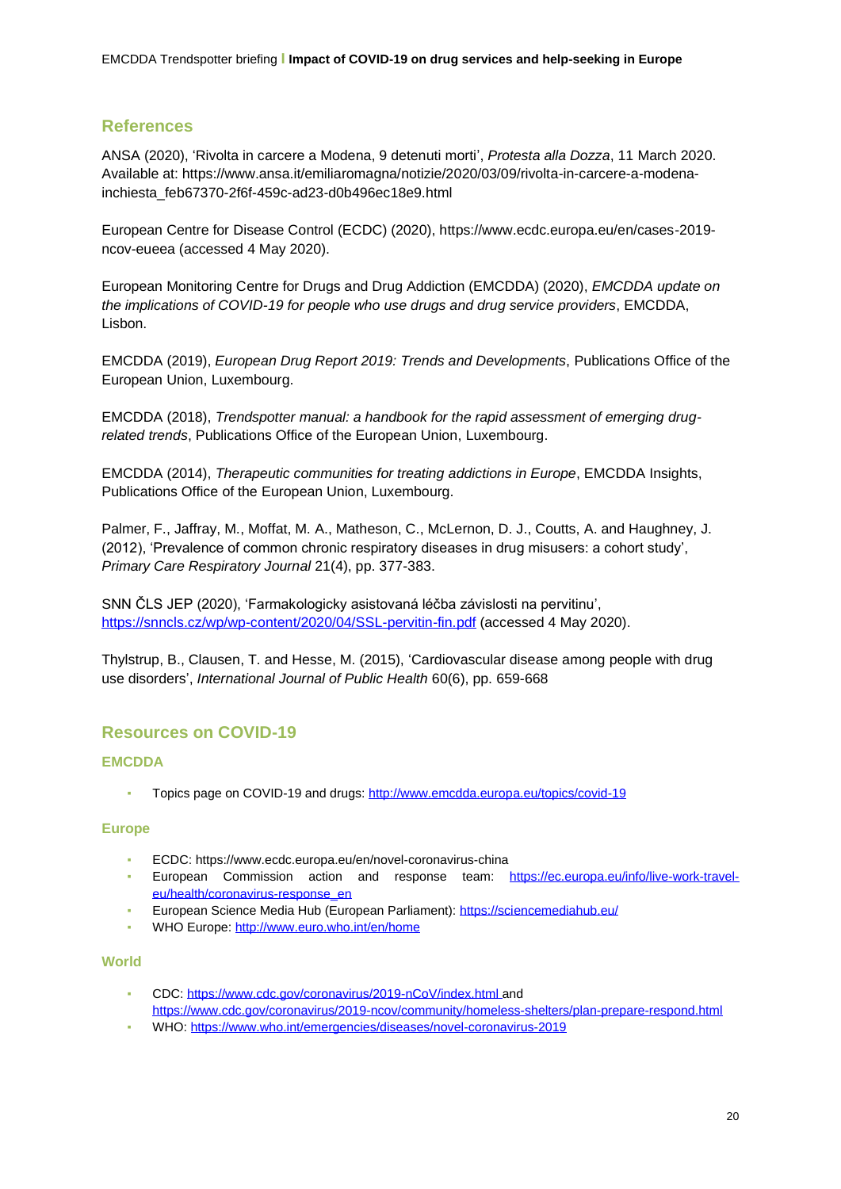## References

ANSA (2020), 'Rivolta in carcere a Modena, 9 detenuti morti', *Protesta alla Dozza*, 11 March 2020. Available at: https://www.ansa.it/emiliaromagna/notizie/2020/03/09/rivolta-in-carcere-a-modena-inchiesta_feb67370-2f6f-459c-ad23-d0b496ec18e9.html

European Centre for Disease Control (ECDC) (2020), https://www.ecdc.europa.eu/en/cases-2019-ncov-eueea (accessed 4 May 2020).

European Monitoring Centre for Drugs and Drug Addiction (EMCDDA) (2020), *EMCDDA update on the implications of COVID-19 for people who use drugs and drug service providers*, EMCDDA, Lisbon.

EMCDDA (2019), *European Drug Report 2019: Trends and Developments*, Publications Office of the European Union, Luxembourg.

EMCDDA (2018), *Trendspotter manual: a handbook for the rapid assessment of emerging drug-related trends*, Publications Office of the European Union, Luxembourg.

EMCDDA (2014), *Therapeutic communities for treating addictions in Europe*, EMCDDA Insights, Publications Office of the European Union, Luxembourg.

Palmer, F., Jaffray, M., Moffat, M. A., Matheson, C., McLernon, D. J., Coutts, A. and Haughney, J. (2012), 'Prevalence of common chronic respiratory diseases in drug misusers: a cohort study', *Primary Care Respiratory Journal* 21(4), pp. 377-383.

SNN ČLS JEP (2020), 'Farmakologicky asistovaná léčba závislosti na pervitinu', https://snncls.cz/wp/wp-content/2020/04/SSL-pervitin-fin.pdf (accessed 4 May 2020).

Thylstrup, B., Clausen, T. and Hesse, M. (2015), 'Cardiovascular disease among people with drug use disorders', *International Journal of Public Health* 60(6), pp. 659-668

## Resources on COVID-19

### EMCDDA

- Topics page on COVID-19 and drugs: http://www.emcdda.europa.eu/topics/covid-19

### Europe

- ECDC: https://www.ecdc.europa.eu/en/novel-coronavirus-china
- European Commission action and response team: https://ec.europa.eu/info/live-work-travel-eu/health/coronavirus-response_en
- European Science Media Hub (European Parliament): https://sciencemediahub.eu/
- WHO Europe: http://www.euro.who.int/en/home

### World

- CDC: https://www.cdc.gov/coronavirus/2019-nCoV/index.html and https://www.cdc.gov/coronavirus/2019-ncov/community/homeless-shelters/plan-prepare-respond.html
- WHO: https://www.who.int/emergencies/diseases/novel-coronavirus-2019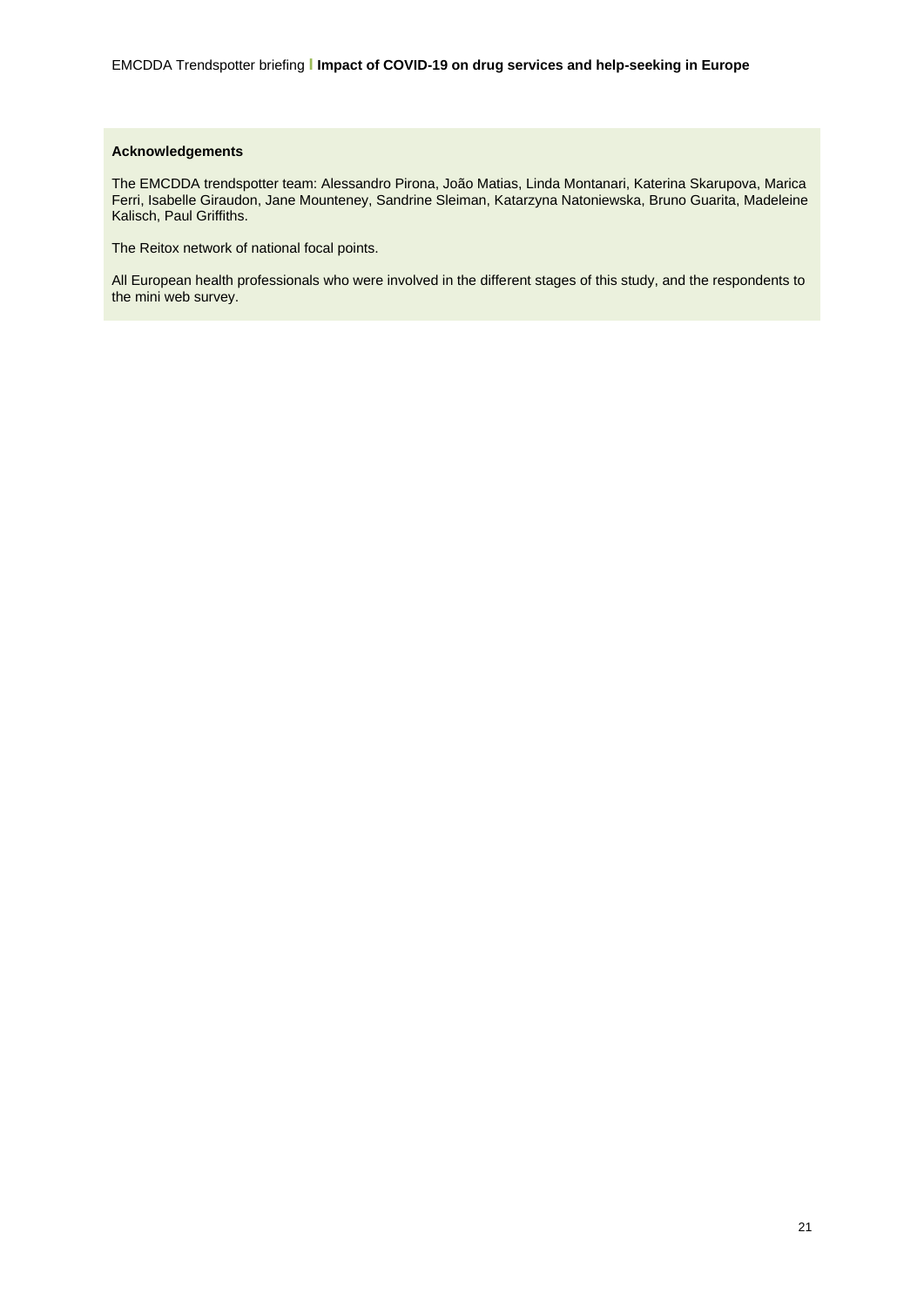**Acknowledgements**

The EMCDDA trendspotter team: Alessandro Pirona, João Matias, Linda Montanari, Katerina Skarupova, Marica Ferri, Isabelle Giraudon, Jane Mounteney, Sandrine Sleiman, Katarzyna Natoniewska, Bruno Guarita, Madeleine Kalisch, Paul Griffiths.

The Reitox network of national focal points.

All European health professionals who were involved in the different stages of this study, and the respondents to the mini web survey.